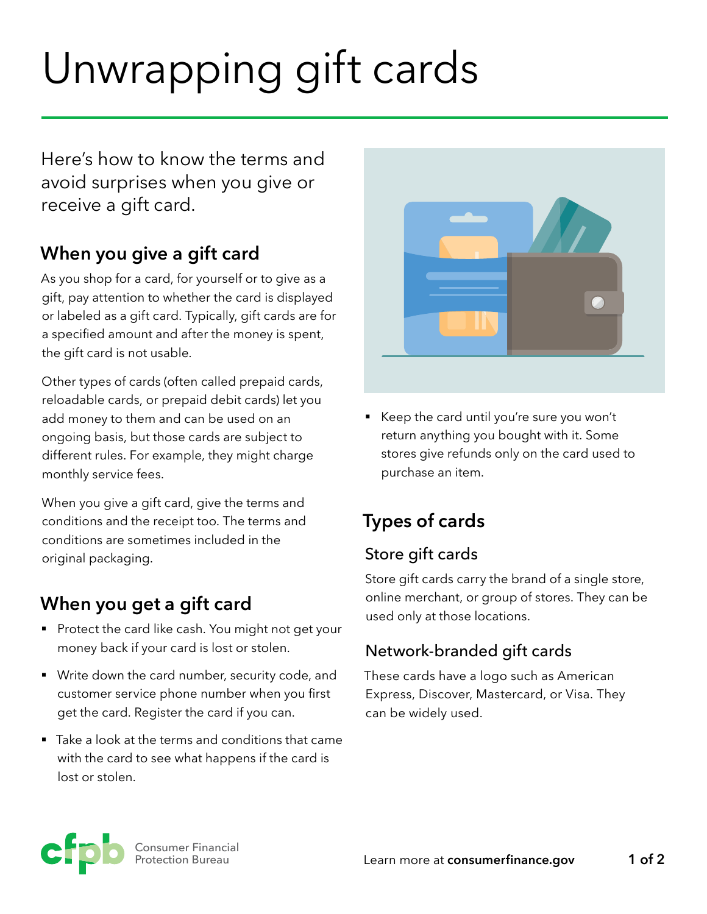# Unwrapping gift cards

Here's how to know the terms and avoid surprises when you give or receive a gift card.

## When you give a gift card

As you shop for a card, for yourself or to give as a gift, pay attention to whether the card is displayed or labeled as a gift card. Typically, gift cards are for a specified amount and after the money is spent, the gift card is not usable.

Other types of cards (often called prepaid cards, reloadable cards, or prepaid debit cards) let you add money to them and can be used on an ongoing basis, but those cards are subject to different rules. For example, they might charge monthly service fees.

When you give a gift card, give the terms and conditions and the receipt too. The terms and conditions are sometimes included in the original packaging.

## When you get a gift card

- Protect the card like cash. You might not get your money back if your card is lost or stolen.
- Write down the card number, security code, and customer service phone number when you first get the card. Register the card if you can.
- Take a look at the terms and conditions that came with the card to see what happens if the card is lost or stolen.
- Keep the card until you're sure you won't return anything you bought with it. Some stores give refunds only on the card used to purchase an item.

## Types of cards

### Store gift cards

Store gift cards carry the brand of a single store, online merchant, or group of stores. They can be used only at those locations.

### Network-branded gift cards

These cards have a logo such as American Express, Discover, Mastercard, or Visa. They can be widely used.

Consumer Financial Protection Bureau

Learn more at **consumerfinance.gov**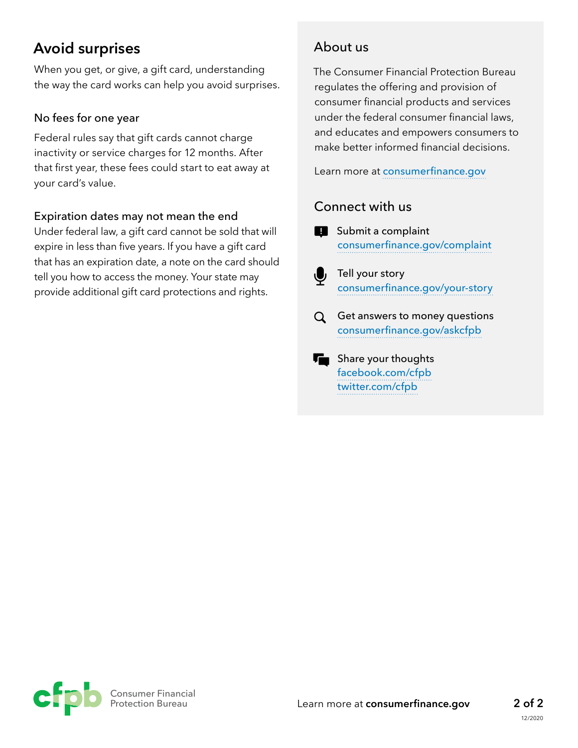## Avoid surprises

When you get, or give, a gift card, understanding the way the card works can help you avoid surprises.

### No fees for one year

Federal rules say that gift cards cannot charge inactivity or service charges for 12 months. After that first year, these fees could start to eat away at your card's value.

### Expiration dates may not mean the end

Under federal law, a gift card cannot be sold that will expire in less than five years. If you have a gift card that has an expiration date, a note on the card should tell you how to access the money. Your state may provide additional gift card protections and rights.

## About us

The Consumer Financial Protection Bureau regulates the offering and provision of consumer financial products and services under the federal consumer financial laws, and educates and empowers consumers to make better informed financial decisions.

Learn more at consumerfinance.gov

## Connect with us

Submit a complaint
consumerfinance.gov/complaint

Tell your story
consumerfinance.gov/your-story

Get answers to money questions
consumerfinance.gov/askcfpb

Share your thoughts
facebook.com/cfpb
twitter.com/cfpb

Consumer Financial Protection Bureau

Learn more at **consumerfinance.gov**

12/2020